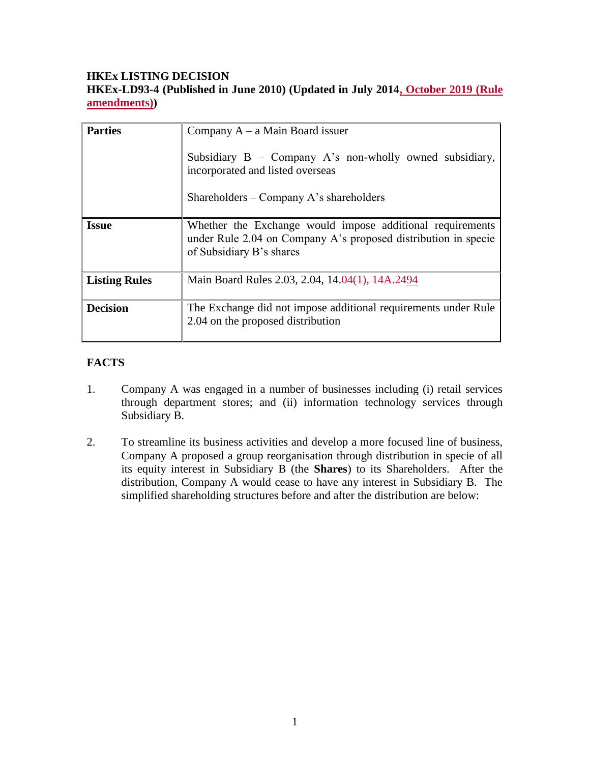**HKEx LISTING DECISION**
**HKEx-LD93-4 (Published in June 2010) (Updated in July 2014, October 2019 (Rule amendments))**

| | |
|---|---|
| **Parties** | Company A – a Main Board issuer<br><br>Subsidiary B – Company A's non-wholly owned subsidiary, incorporated and listed overseas<br><br>Shareholders – Company A's shareholders |
| **Issue** | Whether the Exchange would impose additional requirements under Rule 2.04 on Company A's proposed distribution in specie of Subsidiary B's shares |
| **Listing Rules** | Main Board Rules 2.03, 2.04, 14.~~04(1), 14A.24~~94 |
| **Decision** | The Exchange did not impose additional requirements under Rule 2.04 on the proposed distribution |

**FACTS**

1. Company A was engaged in a number of businesses including (i) retail services through department stores; and (ii) information technology services through Subsidiary B.

2. To streamline its business activities and develop a more focused line of business, Company A proposed a group reorganisation through distribution in specie of all its equity interest in Subsidiary B (the **Shares**) to its Shareholders. After the distribution, Company A would cease to have any interest in Subsidiary B. The simplified shareholding structures before and after the distribution are below: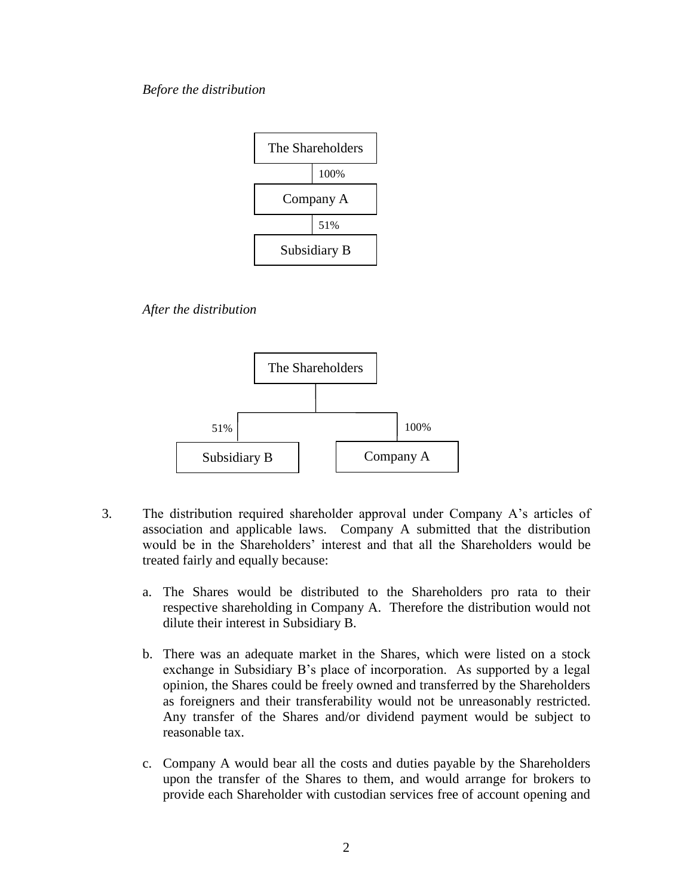*Before the distribution*

The Shareholders

100%

Company A

51%

Subsidiary B

*After the distribution*

The Shareholders

51% Subsidiary B

100% Company A

3. The distribution required shareholder approval under Company A's articles of association and applicable laws. Company A submitted that the distribution would be in the Shareholders' interest and that all the Shareholders would be treated fairly and equally because:

   a. The Shares would be distributed to the Shareholders pro rata to their respective shareholding in Company A. Therefore the distribution would not dilute their interest in Subsidiary B.

   b. There was an adequate market in the Shares, which were listed on a stock exchange in Subsidiary B's place of incorporation. As supported by a legal opinion, the Shares could be freely owned and transferred by the Shareholders as foreigners and their transferability would not be unreasonably restricted. Any transfer of the Shares and/or dividend payment would be subject to reasonable tax.

   c. Company A would bear all the costs and duties payable by the Shareholders upon the transfer of the Shares to them, and would arrange for brokers to provide each Shareholder with custodian services free of account opening and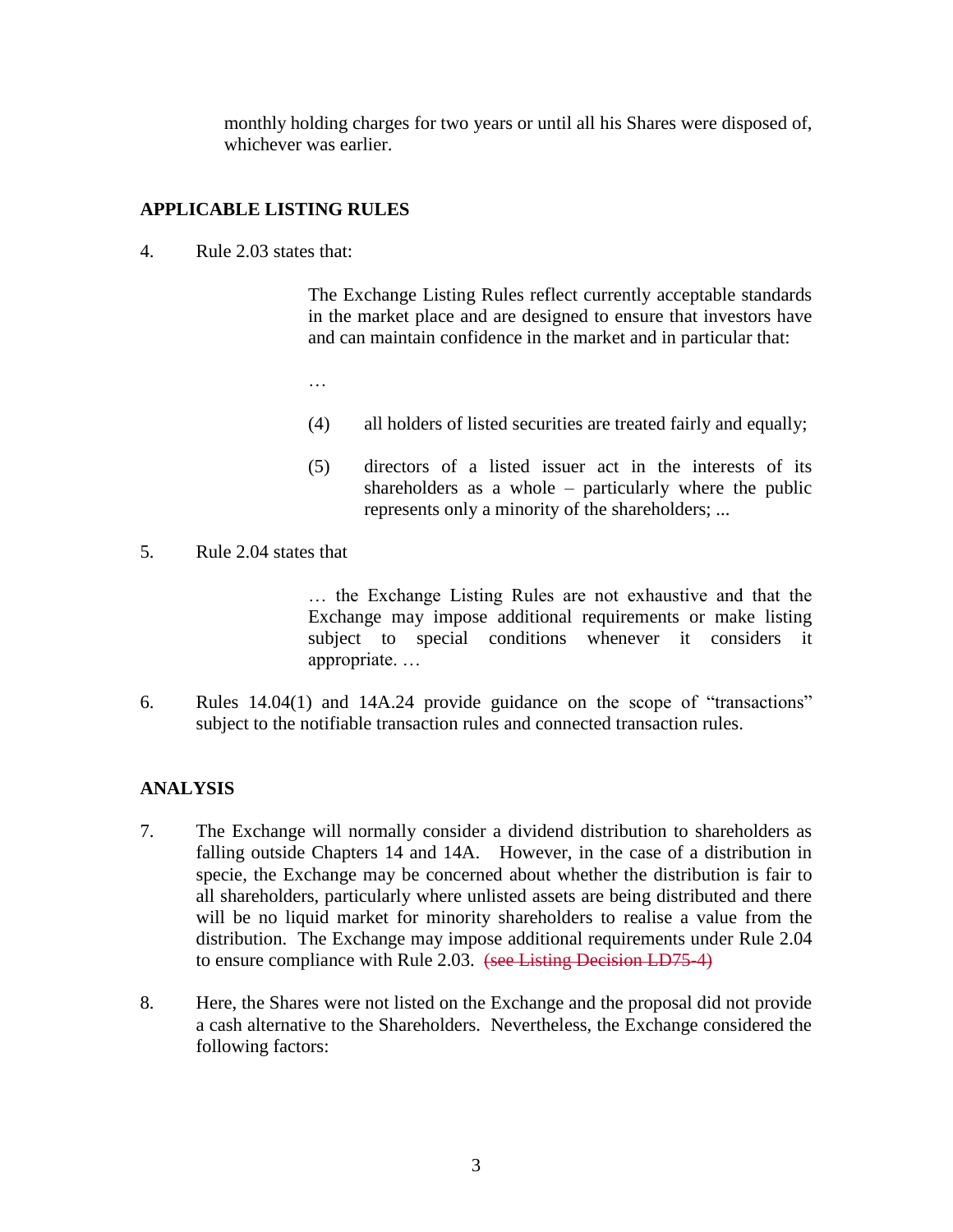monthly holding charges for two years or until all his Shares were disposed of, whichever was earlier.

## APPLICABLE LISTING RULES

4. Rule 2.03 states that:

   > The Exchange Listing Rules reflect currently acceptable standards in the market place and are designed to ensure that investors have and can maintain confidence in the market and in particular that:
   >
   > …
   >
   > (4) all holders of listed securities are treated fairly and equally;
   >
   > (5) directors of a listed issuer act in the interests of its shareholders as a whole – particularly where the public represents only a minority of the shareholders; ...

5. Rule 2.04 states that

   > … the Exchange Listing Rules are not exhaustive and that the Exchange may impose additional requirements or make listing subject to special conditions whenever it considers it appropriate. …

6. Rules 14.04(1) and 14A.24 provide guidance on the scope of "transactions" subject to the notifiable transaction rules and connected transaction rules.

## ANALYSIS

7. The Exchange will normally consider a dividend distribution to shareholders as falling outside Chapters 14 and 14A. However, in the case of a distribution in specie, the Exchange may be concerned about whether the distribution is fair to all shareholders, particularly where unlisted assets are being distributed and there will be no liquid market for minority shareholders to realise a value from the distribution. The Exchange may impose additional requirements under Rule 2.04 to ensure compliance with Rule 2.03. ~~(see Listing Decision LD75-4)~~

8. Here, the Shares were not listed on the Exchange and the proposal did not provide a cash alternative to the Shareholders. Nevertheless, the Exchange considered the following factors: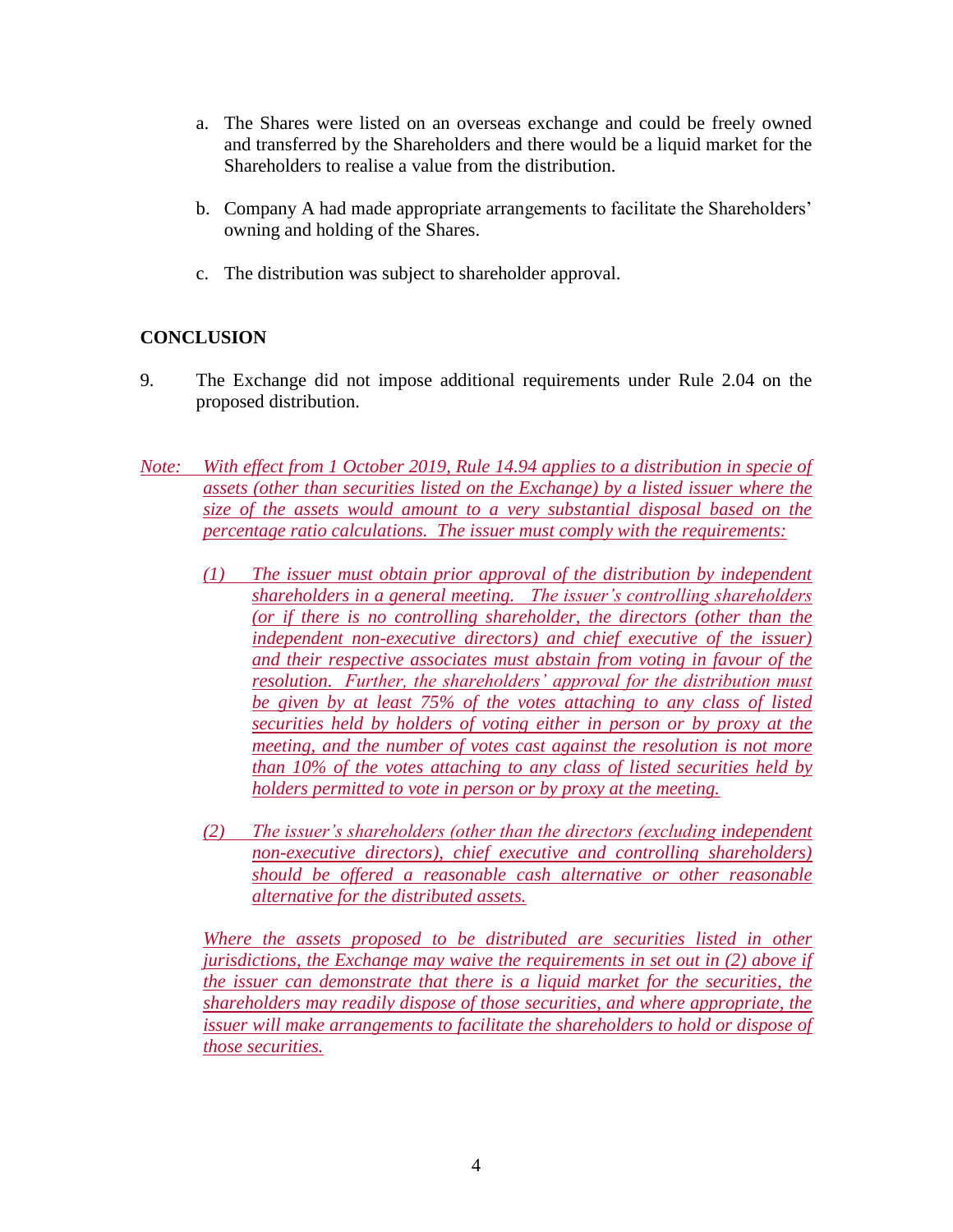a. The Shares were listed on an overseas exchange and could be freely owned and transferred by the Shareholders and there would be a liquid market for the Shareholders to realise a value from the distribution.

b. Company A had made appropriate arrangements to facilitate the Shareholders' owning and holding of the Shares.

c. The distribution was subject to shareholder approval.

## CONCLUSION

9. The Exchange did not impose additional requirements under Rule 2.04 on the proposed distribution.

*Note: With effect from 1 October 2019, Rule 14.94 applies to a distribution in specie of assets (other than securities listed on the Exchange) by a listed issuer where the size of the assets would amount to a very substantial disposal based on the percentage ratio calculations. The issuer must comply with the requirements:*

*(1) The issuer must obtain prior approval of the distribution by independent shareholders in a general meeting. The issuer's controlling shareholders (or if there is no controlling shareholder, the directors (other than the independent non-executive directors) and chief executive of the issuer) and their respective associates must abstain from voting in favour of the resolution. Further, the shareholders' approval for the distribution must be given by at least 75% of the votes attaching to any class of listed securities held by holders of voting either in person or by proxy at the meeting, and the number of votes cast against the resolution is not more than 10% of the votes attaching to any class of listed securities held by holders permitted to vote in person or by proxy at the meeting.*

*(2) The issuer's shareholders (other than the directors (excluding independent non-executive directors), chief executive and controlling shareholders) should be offered a reasonable cash alternative or other reasonable alternative for the distributed assets.*

*Where the assets proposed to be distributed are securities listed in other jurisdictions, the Exchange may waive the requirements in set out in (2) above if the issuer can demonstrate that there is a liquid market for the securities, the shareholders may readily dispose of those securities, and where appropriate, the issuer will make arrangements to facilitate the shareholders to hold or dispose of those securities.*